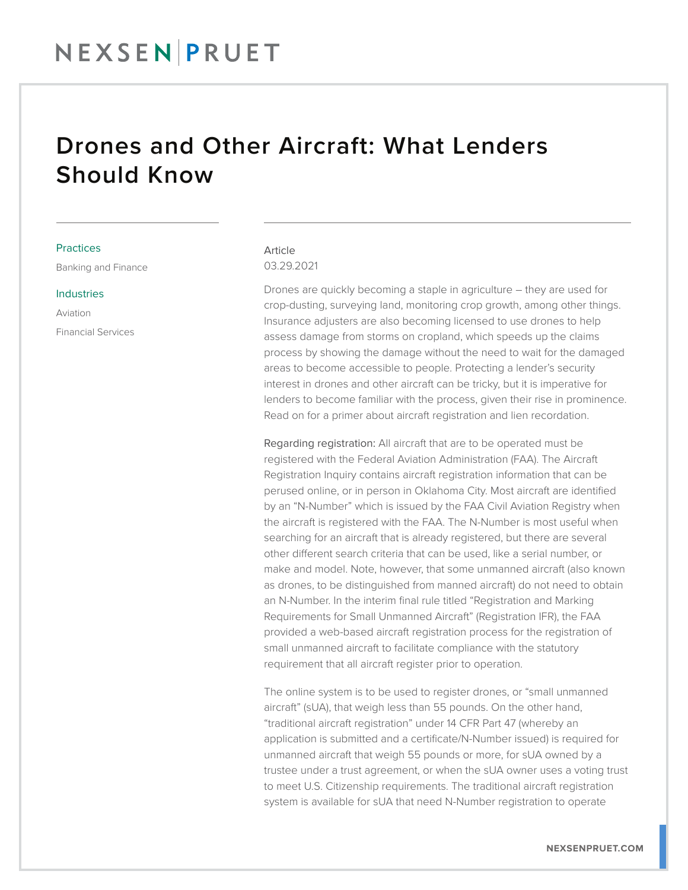# Drones and Other Aircraft: What Lenders Should Know

**Practices**

Banking and Finance

**Industries**

Aviation

Financial Services

Article

03.29.2021

Drones are quickly becoming a staple in agriculture – they are used for crop-dusting, surveying land, monitoring crop growth, among other things. Insurance adjusters are also becoming licensed to use drones to help assess damage from storms on cropland, which speeds up the claims process by showing the damage without the need to wait for the damaged areas to become accessible to people. Protecting a lender's security interest in drones and other aircraft can be tricky, but it is imperative for lenders to become familiar with the process, given their rise in prominence. Read on for a primer about aircraft registration and lien recordation.

Regarding registration: All aircraft that are to be operated must be registered with the Federal Aviation Administration (FAA). The Aircraft Registration Inquiry contains aircraft registration information that can be perused online, or in person in Oklahoma City. Most aircraft are identified by an "N-Number" which is issued by the FAA Civil Aviation Registry when the aircraft is registered with the FAA. The N-Number is most useful when searching for an aircraft that is already registered, but there are several other different search criteria that can be used, like a serial number, or make and model. Note, however, that some unmanned aircraft (also known as drones, to be distinguished from manned aircraft) do not need to obtain an N-Number. In the interim final rule titled "Registration and Marking Requirements for Small Unmanned Aircraft" (Registration IFR), the FAA provided a web-based aircraft registration process for the registration of small unmanned aircraft to facilitate compliance with the statutory requirement that all aircraft register prior to operation.

The online system is to be used to register drones, or "small unmanned aircraft" (sUA), that weigh less than 55 pounds. On the other hand, "traditional aircraft registration" under 14 CFR Part 47 (whereby an application is submitted and a certificate/N-Number issued) is required for unmanned aircraft that weigh 55 pounds or more, for sUA owned by a trustee under a trust agreement, or when the sUA owner uses a voting trust to meet U.S. Citizenship requirements. The traditional aircraft registration system is available for sUA that need N-Number registration to operate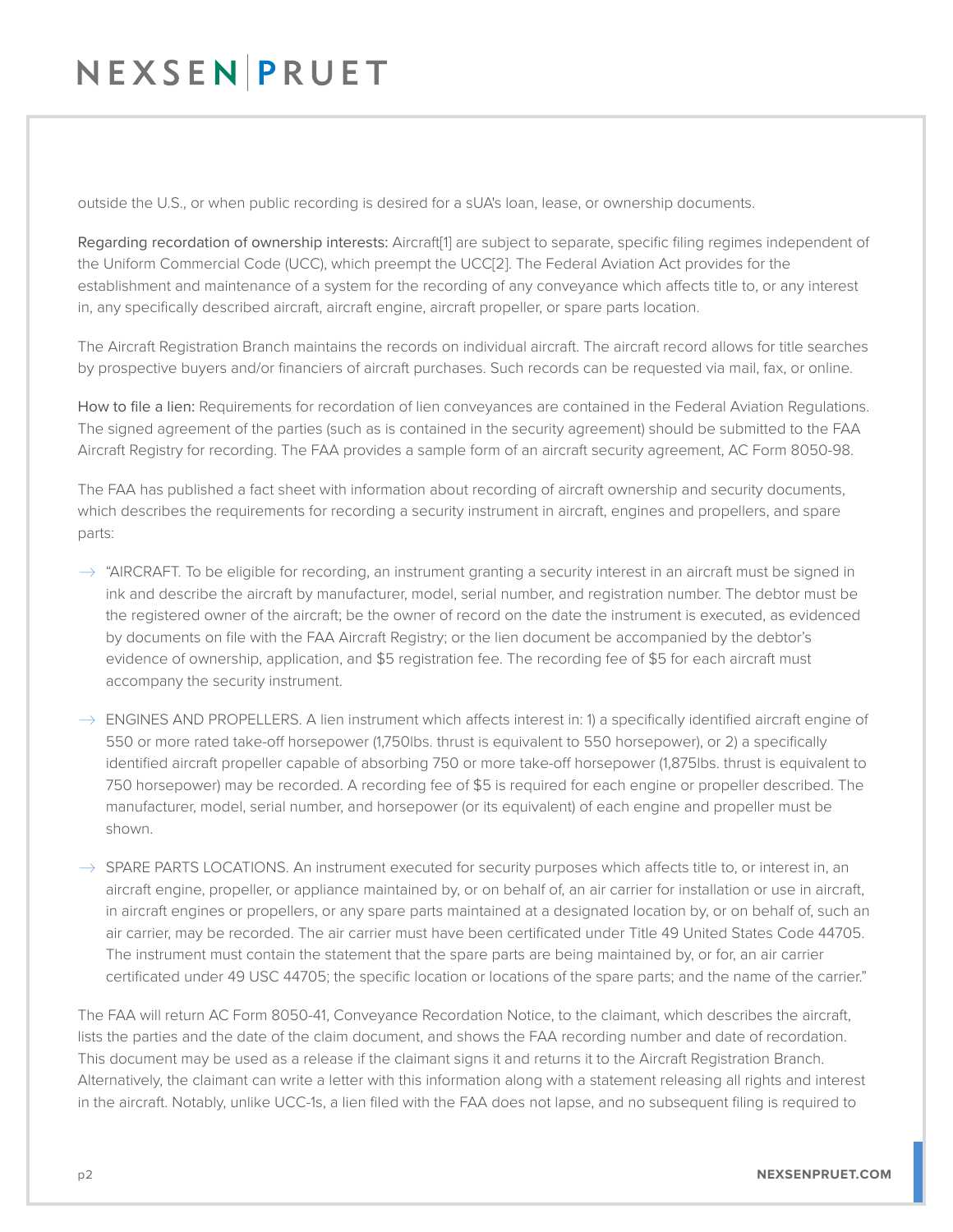outside the U.S., or when public recording is desired for a sUA's loan, lease, or ownership documents.

Regarding recordation of ownership interests: Aircraft[1] are subject to separate, specific filing regimes independent of the Uniform Commercial Code (UCC), which preempt the UCC[2]. The Federal Aviation Act provides for the establishment and maintenance of a system for the recording of any conveyance which affects title to, or any interest in, any specifically described aircraft, aircraft engine, aircraft propeller, or spare parts location.

The Aircraft Registration Branch maintains the records on individual aircraft. The aircraft record allows for title searches by prospective buyers and/or financiers of aircraft purchases. Such records can be requested via mail, fax, or online.

How to file a lien: Requirements for recordation of lien conveyances are contained in the Federal Aviation Regulations. The signed agreement of the parties (such as is contained in the security agreement) should be submitted to the FAA Aircraft Registry for recording. The FAA provides a sample form of an aircraft security agreement, AC Form 8050-98.

The FAA has published a fact sheet with information about recording of aircraft ownership and security documents, which describes the requirements for recording a security instrument in aircraft, engines and propellers, and spare parts:

- "AIRCRAFT. To be eligible for recording, an instrument granting a security interest in an aircraft must be signed in ink and describe the aircraft by manufacturer, model, serial number, and registration number. The debtor must be the registered owner of the aircraft; be the owner of record on the date the instrument is executed, as evidenced by documents on file with the FAA Aircraft Registry; or the lien document be accompanied by the debtor's evidence of ownership, application, and $5 registration fee. The recording fee of $5 for each aircraft must accompany the security instrument.
- ENGINES AND PROPELLERS. A lien instrument which affects interest in: 1) a specifically identified aircraft engine of 550 or more rated take-off horsepower (1,750lbs. thrust is equivalent to 550 horsepower), or 2) a specifically identified aircraft propeller capable of absorbing 750 or more take-off horsepower (1,875lbs. thrust is equivalent to 750 horsepower) may be recorded. A recording fee of $5 is required for each engine or propeller described. The manufacturer, model, serial number, and horsepower (or its equivalent) of each engine and propeller must be shown.
- SPARE PARTS LOCATIONS. An instrument executed for security purposes which affects title to, or interest in, an aircraft engine, propeller, or appliance maintained by, or on behalf of, an air carrier for installation or use in aircraft, in aircraft engines or propellers, or any spare parts maintained at a designated location by, or on behalf of, such an air carrier, may be recorded. The air carrier must have been certificated under Title 49 United States Code 44705. The instrument must contain the statement that the spare parts are being maintained by, or for, an air carrier certificated under 49 USC 44705; the specific location or locations of the spare parts; and the name of the carrier."

The FAA will return AC Form 8050-41, Conveyance Recordation Notice, to the claimant, which describes the aircraft, lists the parties and the date of the claim document, and shows the FAA recording number and date of recordation. This document may be used as a release if the claimant signs it and returns it to the Aircraft Registration Branch. Alternatively, the claimant can write a letter with this information along with a statement releasing all rights and interest in the aircraft. Notably, unlike UCC-1s, a lien filed with the FAA does not lapse, and no subsequent filing is required to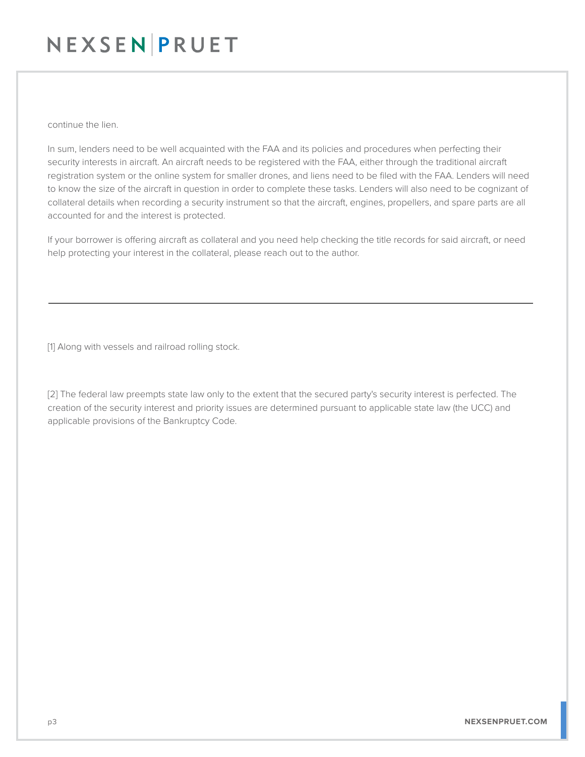continue the lien.

In sum, lenders need to be well acquainted with the FAA and its policies and procedures when perfecting their security interests in aircraft. An aircraft needs to be registered with the FAA, either through the traditional aircraft registration system or the online system for smaller drones, and liens need to be filed with the FAA. Lenders will need to know the size of the aircraft in question in order to complete these tasks. Lenders will also need to be cognizant of collateral details when recording a security instrument so that the aircraft, engines, propellers, and spare parts are all accounted for and the interest is protected.

If your borrower is offering aircraft as collateral and you need help checking the title records for said aircraft, or need help protecting your interest in the collateral, please reach out to the author.

---

[1] Along with vessels and railroad rolling stock.

[2] The federal law preempts state law only to the extent that the secured party's security interest is perfected. The creation of the security interest and priority issues are determined pursuant to applicable state law (the UCC) and applicable provisions of the Bankruptcy Code.